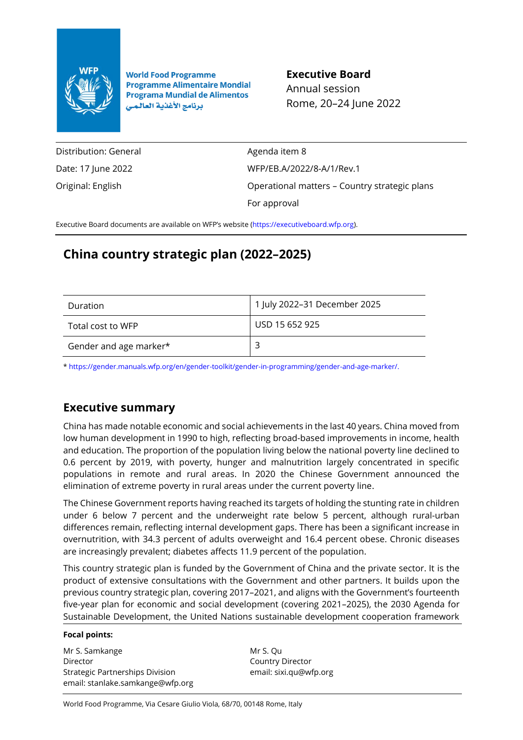World Food Programme
Programme Alimentaire Mondial
Programa Mundial de Alimentos
برنامج الأغذية العالمي

**Executive Board**
Annual session
Rome, 20–24 June 2022

| | |
|---|---|
| Distribution: General | Agenda item 8 |
| Date: 17 June 2022 | WFP/EB.A/2022/8-A/1/Rev.1 |
| Original: English | Operational matters – Country strategic plans |
| | For approval |

Executive Board documents are available on WFP's website (https://executiveboard.wfp.org).

# China country strategic plan (2022–2025)

| | |
|---|---|
| Duration | 1 July 2022–31 December 2025 |
| Total cost to WFP | USD 15 652 925 |
| Gender and age marker* | 3 |

* https://gender.manuals.wfp.org/en/gender-toolkit/gender-in-programming/gender-and-age-marker/.

## Executive summary

China has made notable economic and social achievements in the last 40 years. China moved from low human development in 1990 to high, reflecting broad-based improvements in income, health and education. The proportion of the population living below the national poverty line declined to 0.6 percent by 2019, with poverty, hunger and malnutrition largely concentrated in specific populations in remote and rural areas. In 2020 the Chinese Government announced the elimination of extreme poverty in rural areas under the current poverty line.

The Chinese Government reports having reached its targets of holding the stunting rate in children under 6 below 7 percent and the underweight rate below 5 percent, although rural-urban differences remain, reflecting internal development gaps. There has been a significant increase in overnutrition, with 34.3 percent of adults overweight and 16.4 percent obese. Chronic diseases are increasingly prevalent; diabetes affects 11.9 percent of the population.

This country strategic plan is funded by the Government of China and the private sector. It is the product of extensive consultations with the Government and other partners. It builds upon the previous country strategic plan, covering 2017–2021, and aligns with the Government's fourteenth five-year plan for economic and social development (covering 2021–2025), the 2030 Agenda for Sustainable Development, the United Nations sustainable development cooperation framework

**Focal points:**

Mr S. Samkange
Director
Strategic Partnerships Division
email: stanlake.samkange@wfp.org

Mr S. Qu
Country Director
email: sixi.qu@wfp.org

World Food Programme, Via Cesare Giulio Viola, 68/70, 00148 Rome, Italy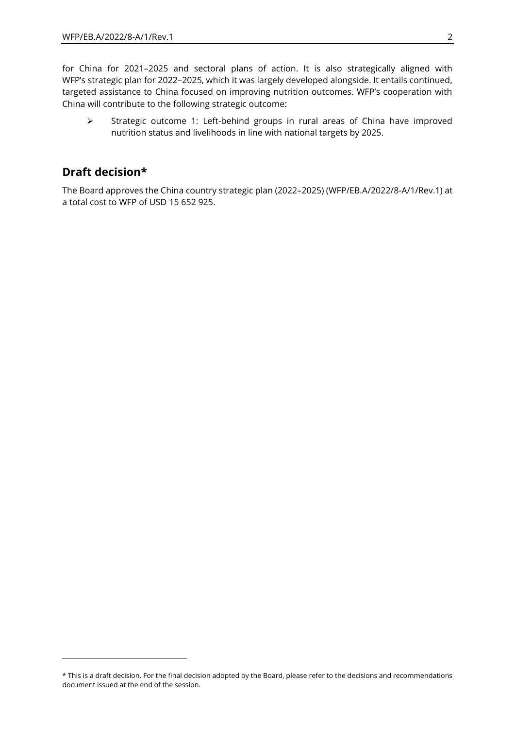for China for 2021–2025 and sectoral plans of action. It is also strategically aligned with WFP's strategic plan for 2022–2025, which it was largely developed alongside. It entails continued, targeted assistance to China focused on improving nutrition outcomes. WFP's cooperation with China will contribute to the following strategic outcome:

- Strategic outcome 1: Left-behind groups in rural areas of China have improved nutrition status and livelihoods in line with national targets by 2025.

## Draft decision*

The Board approves the China country strategic plan (2022–2025) (WFP/EB.A/2022/8-A/1/Rev.1) at a total cost to WFP of USD 15 652 925.

---

* This is a draft decision. For the final decision adopted by the Board, please refer to the decisions and recommendations document issued at the end of the session.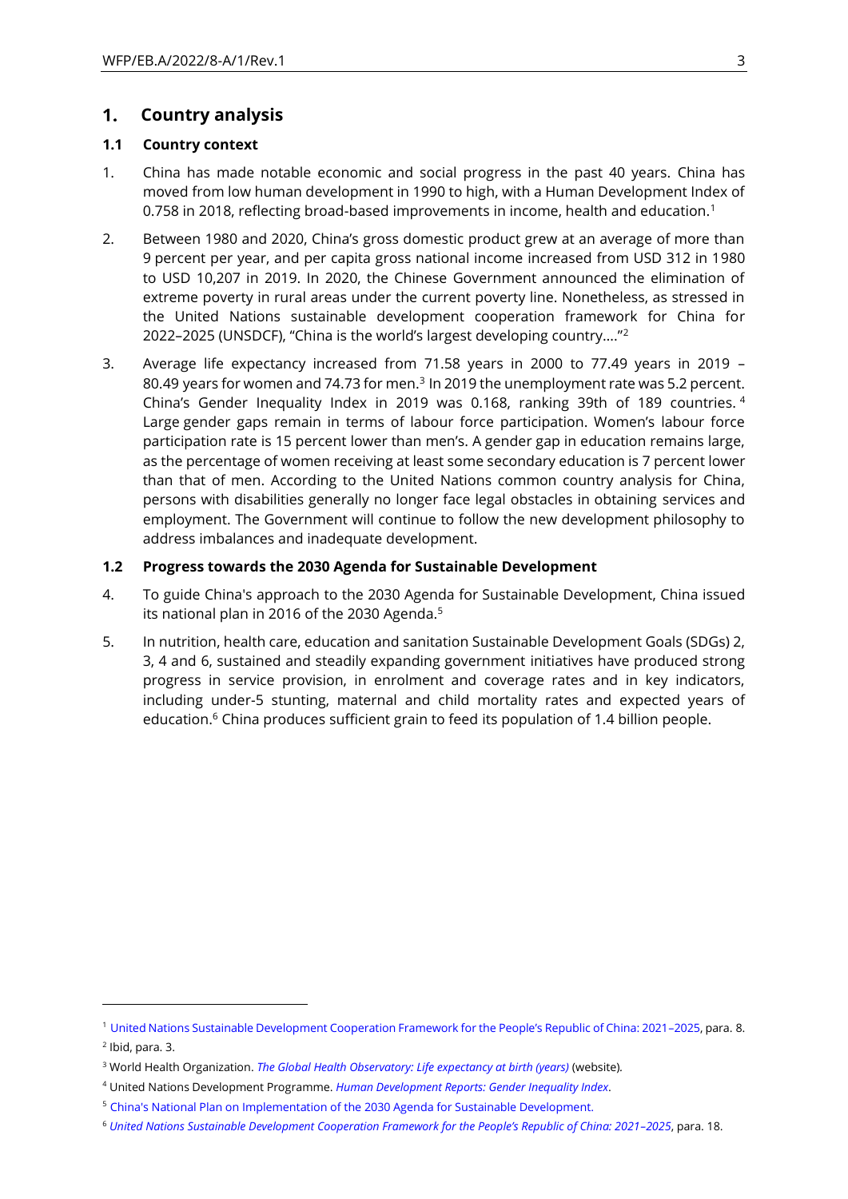# 1. Country analysis

## 1.1 Country context

1. China has made notable economic and social progress in the past 40 years. China has moved from low human development in 1990 to high, with a Human Development Index of 0.758 in 2018, reflecting broad-based improvements in income, health and education.[1]

2. Between 1980 and 2020, China's gross domestic product grew at an average of more than 9 percent per year, and per capita gross national income increased from USD 312 in 1980 to USD 10,207 in 2019. In 2020, the Chinese Government announced the elimination of extreme poverty in rural areas under the current poverty line. Nonetheless, as stressed in the United Nations sustainable development cooperation framework for China for 2022–2025 (UNSDCF), "China is the world's largest developing country…."[2]

3. Average life expectancy increased from 71.58 years in 2000 to 77.49 years in 2019 – 80.49 years for women and 74.73 for men.[3] In 2019 the unemployment rate was 5.2 percent. China's Gender Inequality Index in 2019 was 0.168, ranking 39th of 189 countries.[4] Large gender gaps remain in terms of labour force participation. Women's labour force participation rate is 15 percent lower than men's. A gender gap in education remains large, as the percentage of women receiving at least some secondary education is 7 percent lower than that of men. According to the United Nations common country analysis for China, persons with disabilities generally no longer face legal obstacles in obtaining services and employment. The Government will continue to follow the new development philosophy to address imbalances and inadequate development.

## 1.2 Progress towards the 2030 Agenda for Sustainable Development

4. To guide China's approach to the 2030 Agenda for Sustainable Development, China issued its national plan in 2016 of the 2030 Agenda.[5]

5. In nutrition, health care, education and sanitation Sustainable Development Goals (SDGs) 2, 3, 4 and 6, sustained and steadily expanding government initiatives have produced strong progress in service provision, in enrolment and coverage rates and in key indicators, including under-5 stunting, maternal and child mortality rates and expected years of education.[6] China produces sufficient grain to feed its population of 1.4 billion people.

---

[1] United Nations Sustainable Development Cooperation Framework for the People's Republic of China: 2021–2025, para. 8.

[2] Ibid, para. 3.

[3] World Health Organization. *The Global Health Observatory: Life expectancy at birth (years)* (website).

[4] United Nations Development Programme. *Human Development Reports: Gender Inequality Index*.

[5] China's National Plan on Implementation of the 2030 Agenda for Sustainable Development.

[6] *United Nations Sustainable Development Cooperation Framework for the People's Republic of China: 2021–2025*, para. 18.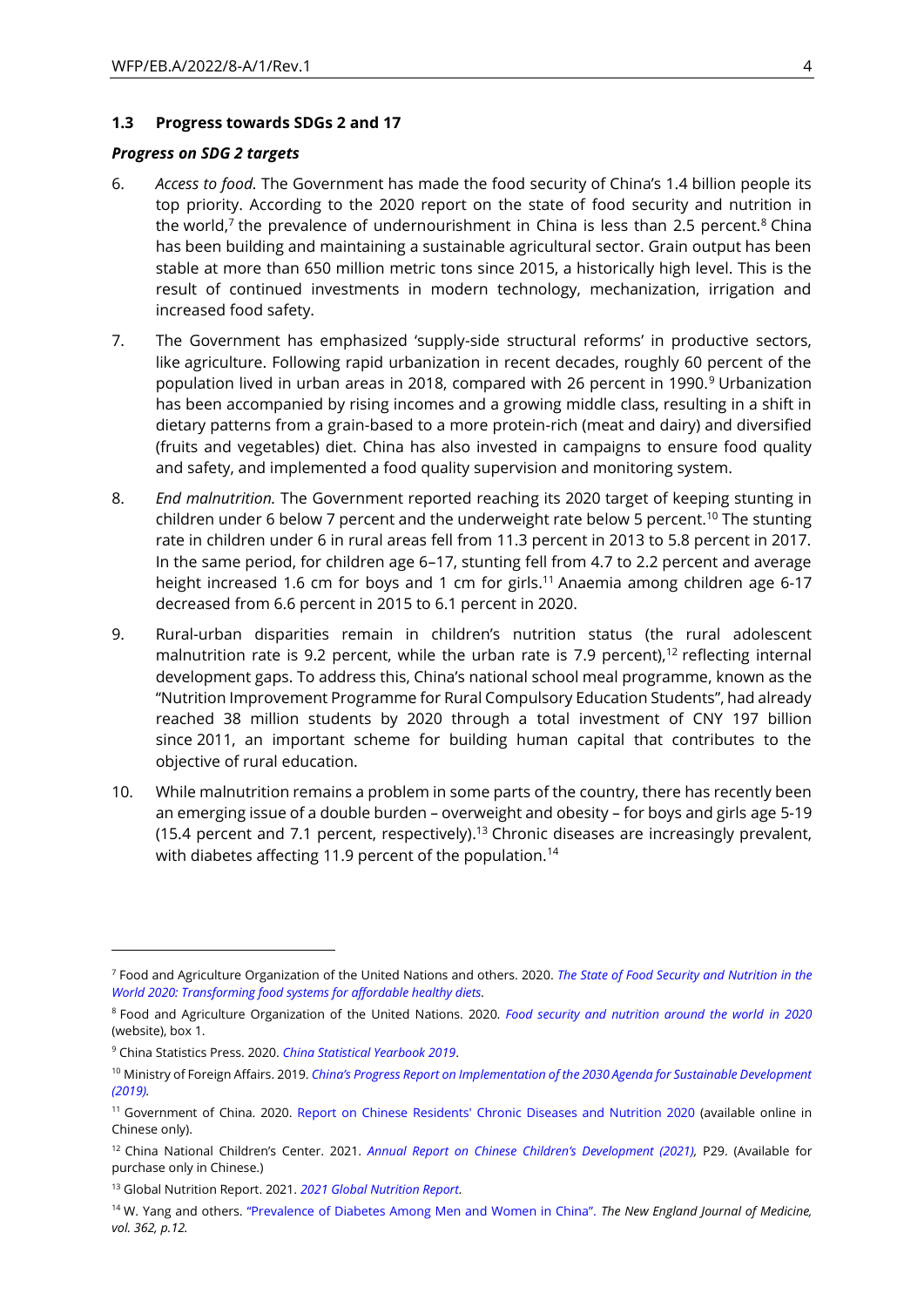### 1.3 Progress towards SDGs 2 and 17

***Progress on SDG 2 targets***

6. *Access to food*. The Government has made the food security of China's 1.4 billion people its top priority. According to the 2020 report on the state of food security and nutrition in the world,[7] the prevalence of undernourishment in China is less than 2.5 percent.[8] China has been building and maintaining a sustainable agricultural sector. Grain output has been stable at more than 650 million metric tons since 2015, a historically high level. This is the result of continued investments in modern technology, mechanization, irrigation and increased food safety.

7. The Government has emphasized 'supply-side structural reforms' in productive sectors, like agriculture. Following rapid urbanization in recent decades, roughly 60 percent of the population lived in urban areas in 2018, compared with 26 percent in 1990.[9] Urbanization has been accompanied by rising incomes and a growing middle class, resulting in a shift in dietary patterns from a grain-based to a more protein-rich (meat and dairy) and diversified (fruits and vegetables) diet. China has also invested in campaigns to ensure food quality and safety, and implemented a food quality supervision and monitoring system.

8. *End malnutrition.* The Government reported reaching its 2020 target of keeping stunting in children under 6 below 7 percent and the underweight rate below 5 percent.[10] The stunting rate in children under 6 in rural areas fell from 11.3 percent in 2013 to 5.8 percent in 2017. In the same period, for children age 6–17, stunting fell from 4.7 to 2.2 percent and average height increased 1.6 cm for boys and 1 cm for girls.[11] Anaemia among children age 6-17 decreased from 6.6 percent in 2015 to 6.1 percent in 2020.

9. Rural-urban disparities remain in children's nutrition status (the rural adolescent malnutrition rate is 9.2 percent, while the urban rate is 7.9 percent),[12] reflecting internal development gaps. To address this, China's national school meal programme, known as the "Nutrition Improvement Programme for Rural Compulsory Education Students", had already reached 38 million students by 2020 through a total investment of CNY 197 billion since 2011, an important scheme for building human capital that contributes to the objective of rural education.

10. While malnutrition remains a problem in some parts of the country, there has recently been an emerging issue of a double burden – overweight and obesity – for boys and girls age 5-19 (15.4 percent and 7.1 percent, respectively).[13] Chronic diseases are increasingly prevalent, with diabetes affecting 11.9 percent of the population.[14]

---

[7] Food and Agriculture Organization of the United Nations and others. 2020. *The State of Food Security and Nutrition in the World 2020: Transforming food systems for affordable healthy diets*.

[8] Food and Agriculture Organization of the United Nations. 2020. *Food security and nutrition around the world in 2020* (website), box 1.

[9] China Statistics Press. 2020. *China Statistical Yearbook 2019*.

[10] Ministry of Foreign Affairs. 2019. *China's Progress Report on Implementation of the 2030 Agenda for Sustainable Development (2019).*

[11] Government of China. 2020. Report on Chinese Residents' Chronic Diseases and Nutrition 2020 (available online in Chinese only).

[12] China National Children's Center. 2021. *Annual Report on Chinese Children's Development (2021),* P29. (Available for purchase only in Chinese.)

[13] Global Nutrition Report. 2021. *2021 Global Nutrition Report.*

[14] W. Yang and others. "Prevalence of Diabetes Among Men and Women in China". *The New England Journal of Medicine, vol. 362, p.12.*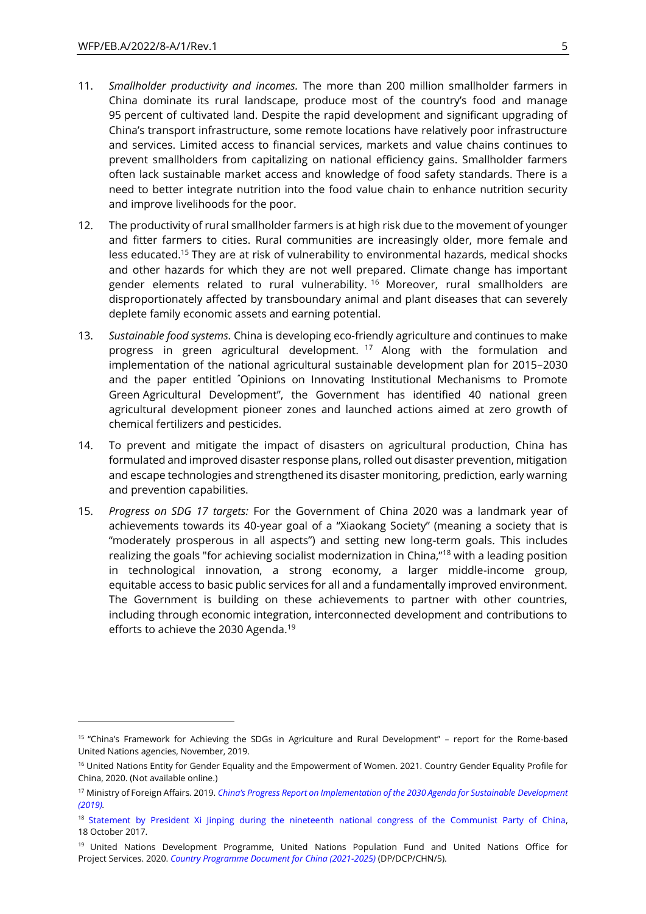11. *Smallholder productivity and incomes.* The more than 200 million smallholder farmers in China dominate its rural landscape, produce most of the country's food and manage 95 percent of cultivated land. Despite the rapid development and significant upgrading of China's transport infrastructure, some remote locations have relatively poor infrastructure and services. Limited access to financial services, markets and value chains continues to prevent smallholders from capitalizing on national efficiency gains. Smallholder farmers often lack sustainable market access and knowledge of food safety standards. There is a need to better integrate nutrition into the food value chain to enhance nutrition security and improve livelihoods for the poor.

12. The productivity of rural smallholder farmers is at high risk due to the movement of younger and fitter farmers to cities. Rural communities are increasingly older, more female and less educated.[15] They are at risk of vulnerability to environmental hazards, medical shocks and other hazards for which they are not well prepared. Climate change has important gender elements related to rural vulnerability.[16] Moreover, rural smallholders are disproportionately affected by transboundary animal and plant diseases that can severely deplete family economic assets and earning potential.

13. *Sustainable food systems.* China is developing eco-friendly agriculture and continues to make progress in green agricultural development.[17] Along with the formulation and implementation of the national agricultural sustainable development plan for 2015–2030 and the paper entitled "Opinions on Innovating Institutional Mechanisms to Promote Green Agricultural Development", the Government has identified 40 national green agricultural development pioneer zones and launched actions aimed at zero growth of chemical fertilizers and pesticides.

14. To prevent and mitigate the impact of disasters on agricultural production, China has formulated and improved disaster response plans, rolled out disaster prevention, mitigation and escape technologies and strengthened its disaster monitoring, prediction, early warning and prevention capabilities.

15. *Progress on SDG 17 targets:* For the Government of China 2020 was a landmark year of achievements towards its 40-year goal of a "Xiaokang Society" (meaning a society that is "moderately prosperous in all aspects") and setting new long-term goals. This includes realizing the goals "for achieving socialist modernization in China,"[18] with a leading position in technological innovation, a strong economy, a larger middle-income group, equitable access to basic public services for all and a fundamentally improved environment. The Government is building on these achievements to partner with other countries, including through economic integration, interconnected development and contributions to efforts to achieve the 2030 Agenda.[19]

---

[15] "China's Framework for Achieving the SDGs in Agriculture and Rural Development" – report for the Rome-based United Nations agencies, November, 2019.

[16] United Nations Entity for Gender Equality and the Empowerment of Women. 2021. Country Gender Equality Profile for China, 2020. (Not available online.)

[17] Ministry of Foreign Affairs. 2019. *China's Progress Report on Implementation of the 2030 Agenda for Sustainable Development (2019).*

[18] Statement by President Xi Jinping during the nineteenth national congress of the Communist Party of China, 18 October 2017.

[19] United Nations Development Programme, United Nations Population Fund and United Nations Office for Project Services. 2020. *Country Programme Document for China (2021-2025)* (DP/DCP/CHN/5).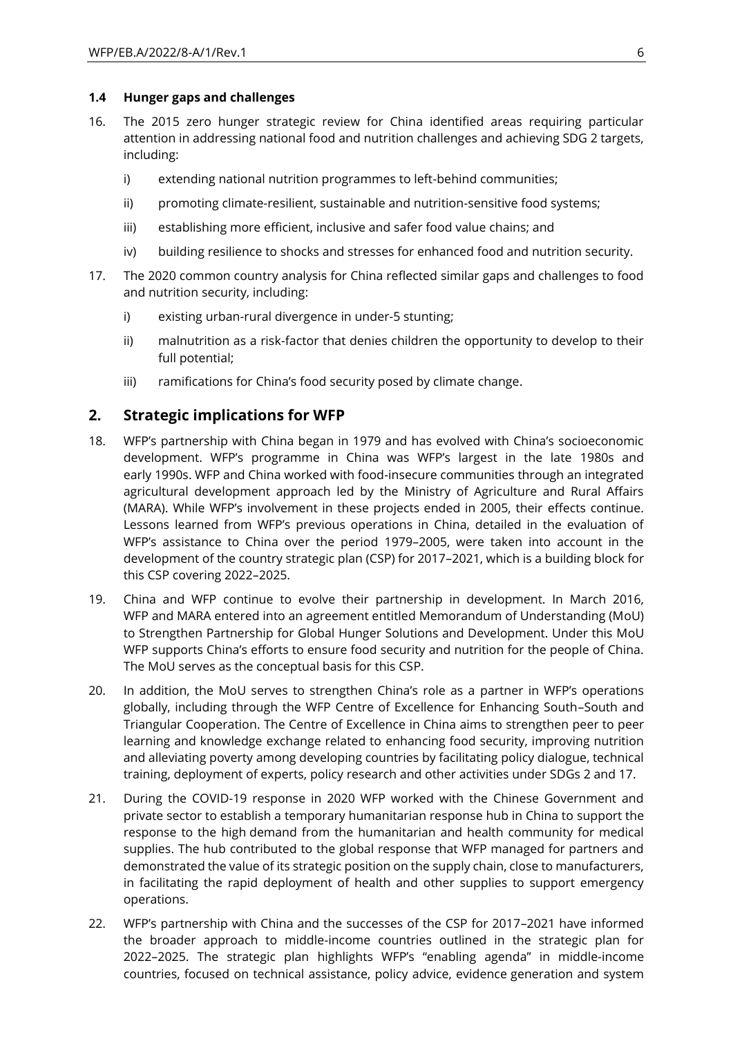### 1.4 Hunger gaps and challenges

16. The 2015 zero hunger strategic review for China identified areas requiring particular attention in addressing national food and nutrition challenges and achieving SDG 2 targets, including:

    i) extending national nutrition programmes to left-behind communities;

    ii) promoting climate-resilient, sustainable and nutrition-sensitive food systems;

    iii) establishing more efficient, inclusive and safer food value chains; and

    iv) building resilience to shocks and stresses for enhanced food and nutrition security.

17. The 2020 common country analysis for China reflected similar gaps and challenges to food and nutrition security, including:

    i) existing urban-rural divergence in under-5 stunting;

    ii) malnutrition as a risk-factor that denies children the opportunity to develop to their full potential;

    iii) ramifications for China's food security posed by climate change.

## 2. Strategic implications for WFP

18. WFP's partnership with China began in 1979 and has evolved with China's socioeconomic development. WFP's programme in China was WFP's largest in the late 1980s and early 1990s. WFP and China worked with food-insecure communities through an integrated agricultural development approach led by the Ministry of Agriculture and Rural Affairs (MARA). While WFP's involvement in these projects ended in 2005, their effects continue. Lessons learned from WFP's previous operations in China, detailed in the evaluation of WFP's assistance to China over the period 1979–2005, were taken into account in the development of the country strategic plan (CSP) for 2017–2021, which is a building block for this CSP covering 2022–2025.

19. China and WFP continue to evolve their partnership in development. In March 2016, WFP and MARA entered into an agreement entitled Memorandum of Understanding (MoU) to Strengthen Partnership for Global Hunger Solutions and Development. Under this MoU WFP supports China's efforts to ensure food security and nutrition for the people of China. The MoU serves as the conceptual basis for this CSP.

20. In addition, the MoU serves to strengthen China's role as a partner in WFP's operations globally, including through the WFP Centre of Excellence for Enhancing South–South and Triangular Cooperation. The Centre of Excellence in China aims to strengthen peer to peer learning and knowledge exchange related to enhancing food security, improving nutrition and alleviating poverty among developing countries by facilitating policy dialogue, technical training, deployment of experts, policy research and other activities under SDGs 2 and 17.

21. During the COVID-19 response in 2020 WFP worked with the Chinese Government and private sector to establish a temporary humanitarian response hub in China to support the response to the high demand from the humanitarian and health community for medical supplies. The hub contributed to the global response that WFP managed for partners and demonstrated the value of its strategic position on the supply chain, close to manufacturers, in facilitating the rapid deployment of health and other supplies to support emergency operations.

22. WFP's partnership with China and the successes of the CSP for 2017–2021 have informed the broader approach to middle-income countries outlined in the strategic plan for 2022–2025. The strategic plan highlights WFP's "enabling agenda" in middle-income countries, focused on technical assistance, policy advice, evidence generation and system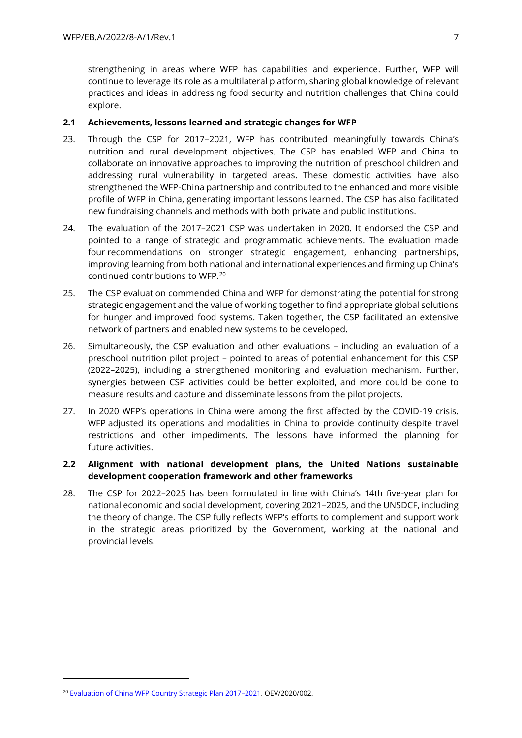strengthening in areas where WFP has capabilities and experience. Further, WFP will continue to leverage its role as a multilateral platform, sharing global knowledge of relevant practices and ideas in addressing food security and nutrition challenges that China could explore.

### 2.1 Achievements, lessons learned and strategic changes for WFP

23. Through the CSP for 2017–2021, WFP has contributed meaningfully towards China's nutrition and rural development objectives. The CSP has enabled WFP and China to collaborate on innovative approaches to improving the nutrition of preschool children and addressing rural vulnerability in targeted areas. These domestic activities have also strengthened the WFP-China partnership and contributed to the enhanced and more visible profile of WFP in China, generating important lessons learned. The CSP has also facilitated new fundraising channels and methods with both private and public institutions.

24. The evaluation of the 2017–2021 CSP was undertaken in 2020. It endorsed the CSP and pointed to a range of strategic and programmatic achievements. The evaluation made four recommendations on stronger strategic engagement, enhancing partnerships, improving learning from both national and international experiences and firming up China's continued contributions to WFP.[20]

25. The CSP evaluation commended China and WFP for demonstrating the potential for strong strategic engagement and the value of working together to find appropriate global solutions for hunger and improved food systems. Taken together, the CSP facilitated an extensive network of partners and enabled new systems to be developed.

26. Simultaneously, the CSP evaluation and other evaluations – including an evaluation of a preschool nutrition pilot project – pointed to areas of potential enhancement for this CSP (2022–2025), including a strengthened monitoring and evaluation mechanism. Further, synergies between CSP activities could be better exploited, and more could be done to measure results and capture and disseminate lessons from the pilot projects.

27. In 2020 WFP's operations in China were among the first affected by the COVID-19 crisis. WFP adjusted its operations and modalities in China to provide continuity despite travel restrictions and other impediments. The lessons have informed the planning for future activities.

### 2.2 Alignment with national development plans, the United Nations sustainable development cooperation framework and other frameworks

28. The CSP for 2022–2025 has been formulated in line with China's 14th five-year plan for national economic and social development, covering 2021–2025, and the UNSDCF, including the theory of change. The CSP fully reflects WFP's efforts to complement and support work in the strategic areas prioritized by the Government, working at the national and provincial levels.

---

[20] Evaluation of China WFP Country Strategic Plan 2017–2021. OEV/2020/002.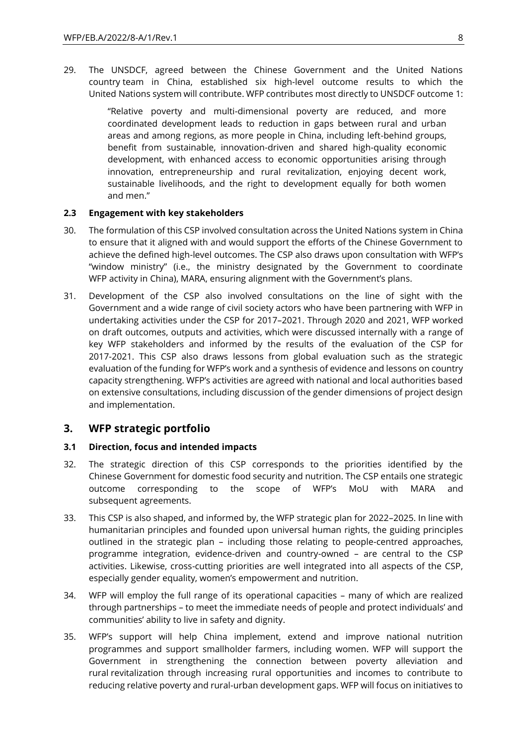29. The UNSDCF, agreed between the Chinese Government and the United Nations country team in China, established six high-level outcome results to which the United Nations system will contribute. WFP contributes most directly to UNSDCF outcome 1:

> "Relative poverty and multi-dimensional poverty are reduced, and more coordinated development leads to reduction in gaps between rural and urban areas and among regions, as more people in China, including left-behind groups, benefit from sustainable, innovation-driven and shared high-quality economic development, with enhanced access to economic opportunities arising through innovation, entrepreneurship and rural revitalization, enjoying decent work, sustainable livelihoods, and the right to development equally for both women and men."

### 2.3 Engagement with key stakeholders

30. The formulation of this CSP involved consultation across the United Nations system in China to ensure that it aligned with and would support the efforts of the Chinese Government to achieve the defined high-level outcomes. The CSP also draws upon consultation with WFP's "window ministry" (i.e., the ministry designated by the Government to coordinate WFP activity in China), MARA, ensuring alignment with the Government's plans.

31. Development of the CSP also involved consultations on the line of sight with the Government and a wide range of civil society actors who have been partnering with WFP in undertaking activities under the CSP for 2017–2021. Through 2020 and 2021, WFP worked on draft outcomes, outputs and activities, which were discussed internally with a range of key WFP stakeholders and informed by the results of the evaluation of the CSP for 2017-2021. This CSP also draws lessons from global evaluation such as the strategic evaluation of the funding for WFP's work and a synthesis of evidence and lessons on country capacity strengthening. WFP's activities are agreed with national and local authorities based on extensive consultations, including discussion of the gender dimensions of project design and implementation.

## 3. WFP strategic portfolio

### 3.1 Direction, focus and intended impacts

32. The strategic direction of this CSP corresponds to the priorities identified by the Chinese Government for domestic food security and nutrition. The CSP entails one strategic outcome corresponding to the scope of WFP's MoU with MARA and subsequent agreements.

33. This CSP is also shaped, and informed by, the WFP strategic plan for 2022–2025. In line with humanitarian principles and founded upon universal human rights, the guiding principles outlined in the strategic plan – including those relating to people-centred approaches, programme integration, evidence-driven and country-owned – are central to the CSP activities. Likewise, cross-cutting priorities are well integrated into all aspects of the CSP, especially gender equality, women's empowerment and nutrition.

34. WFP will employ the full range of its operational capacities – many of which are realized through partnerships – to meet the immediate needs of people and protect individuals' and communities' ability to live in safety and dignity.

35. WFP's support will help China implement, extend and improve national nutrition programmes and support smallholder farmers, including women. WFP will support the Government in strengthening the connection between poverty alleviation and rural revitalization through increasing rural opportunities and incomes to contribute to reducing relative poverty and rural-urban development gaps. WFP will focus on initiatives to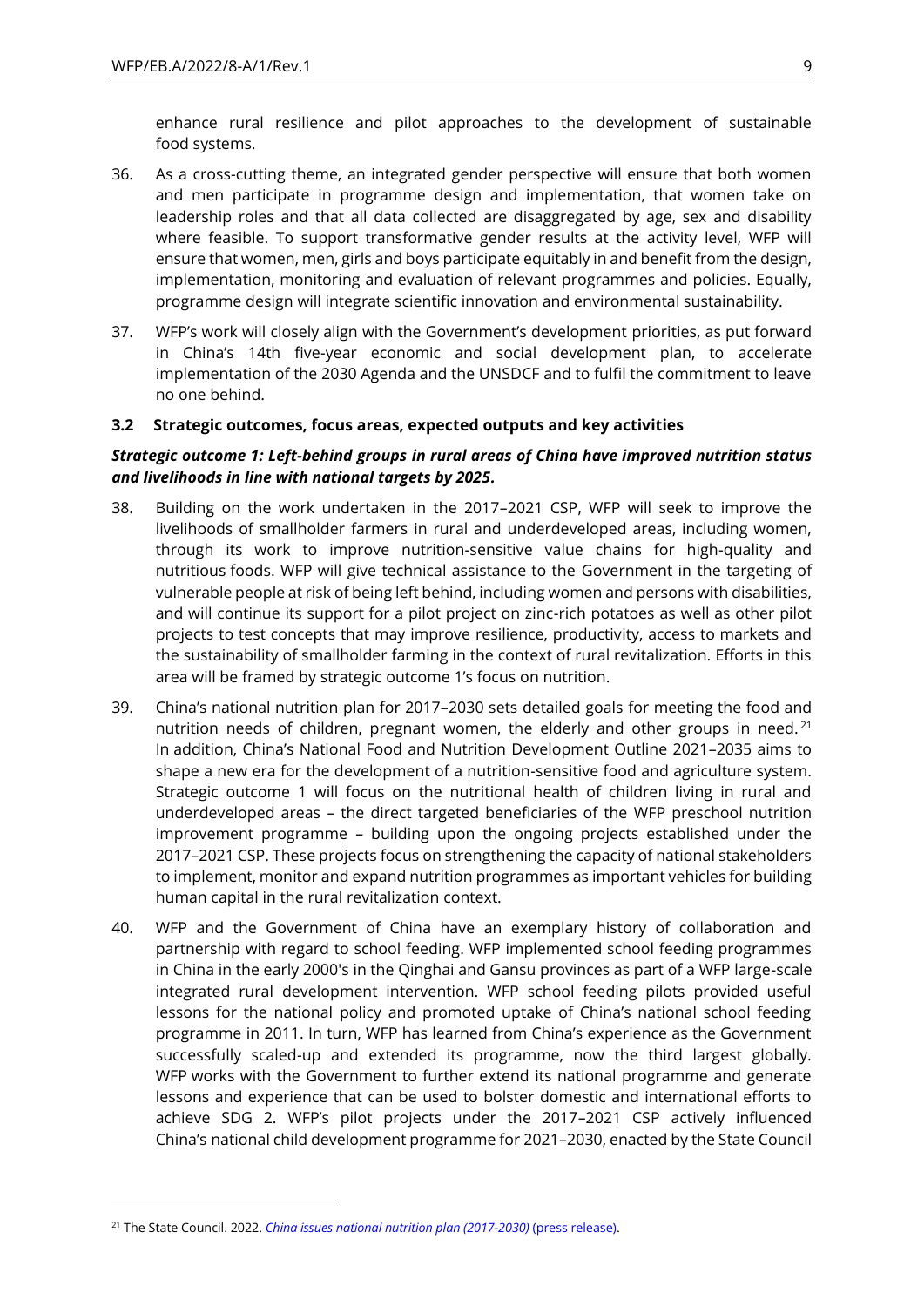enhance rural resilience and pilot approaches to the development of sustainable food systems.

36. As a cross-cutting theme, an integrated gender perspective will ensure that both women and men participate in programme design and implementation, that women take on leadership roles and that all data collected are disaggregated by age, sex and disability where feasible. To support transformative gender results at the activity level, WFP will ensure that women, men, girls and boys participate equitably in and benefit from the design, implementation, monitoring and evaluation of relevant programmes and policies. Equally, programme design will integrate scientific innovation and environmental sustainability.

37. WFP's work will closely align with the Government's development priorities, as put forward in China's 14th five-year economic and social development plan, to accelerate implementation of the 2030 Agenda and the UNSDCF and to fulfil the commitment to leave no one behind.

### 3.2 Strategic outcomes, focus areas, expected outputs and key activities

***Strategic outcome 1: Left-behind groups in rural areas of China have improved nutrition status and livelihoods in line with national targets by 2025.***

38. Building on the work undertaken in the 2017–2021 CSP, WFP will seek to improve the livelihoods of smallholder farmers in rural and underdeveloped areas, including women, through its work to improve nutrition-sensitive value chains for high-quality and nutritious foods. WFP will give technical assistance to the Government in the targeting of vulnerable people at risk of being left behind, including women and persons with disabilities, and will continue its support for a pilot project on zinc-rich potatoes as well as other pilot projects to test concepts that may improve resilience, productivity, access to markets and the sustainability of smallholder farming in the context of rural revitalization. Efforts in this area will be framed by strategic outcome 1's focus on nutrition.

39. China's national nutrition plan for 2017–2030 sets detailed goals for meeting the food and nutrition needs of children, pregnant women, the elderly and other groups in need.[21] In addition, China's National Food and Nutrition Development Outline 2021–2035 aims to shape a new era for the development of a nutrition-sensitive food and agriculture system. Strategic outcome 1 will focus on the nutritional health of children living in rural and underdeveloped areas – the direct targeted beneficiaries of the WFP preschool nutrition improvement programme – building upon the ongoing projects established under the 2017–2021 CSP. These projects focus on strengthening the capacity of national stakeholders to implement, monitor and expand nutrition programmes as important vehicles for building human capital in the rural revitalization context.

40. WFP and the Government of China have an exemplary history of collaboration and partnership with regard to school feeding. WFP implemented school feeding programmes in China in the early 2000's in the Qinghai and Gansu provinces as part of a WFP large-scale integrated rural development intervention. WFP school feeding pilots provided useful lessons for the national policy and promoted uptake of China's national school feeding programme in 2011. In turn, WFP has learned from China's experience as the Government successfully scaled-up and extended its programme, now the third largest globally. WFP works with the Government to further extend its national programme and generate lessons and experience that can be used to bolster domestic and international efforts to achieve SDG 2. WFP's pilot projects under the 2017–2021 CSP actively influenced China's national child development programme for 2021–2030, enacted by the State Council

---

[21] The State Council. 2022. *China issues national nutrition plan (2017-2030)* (press release).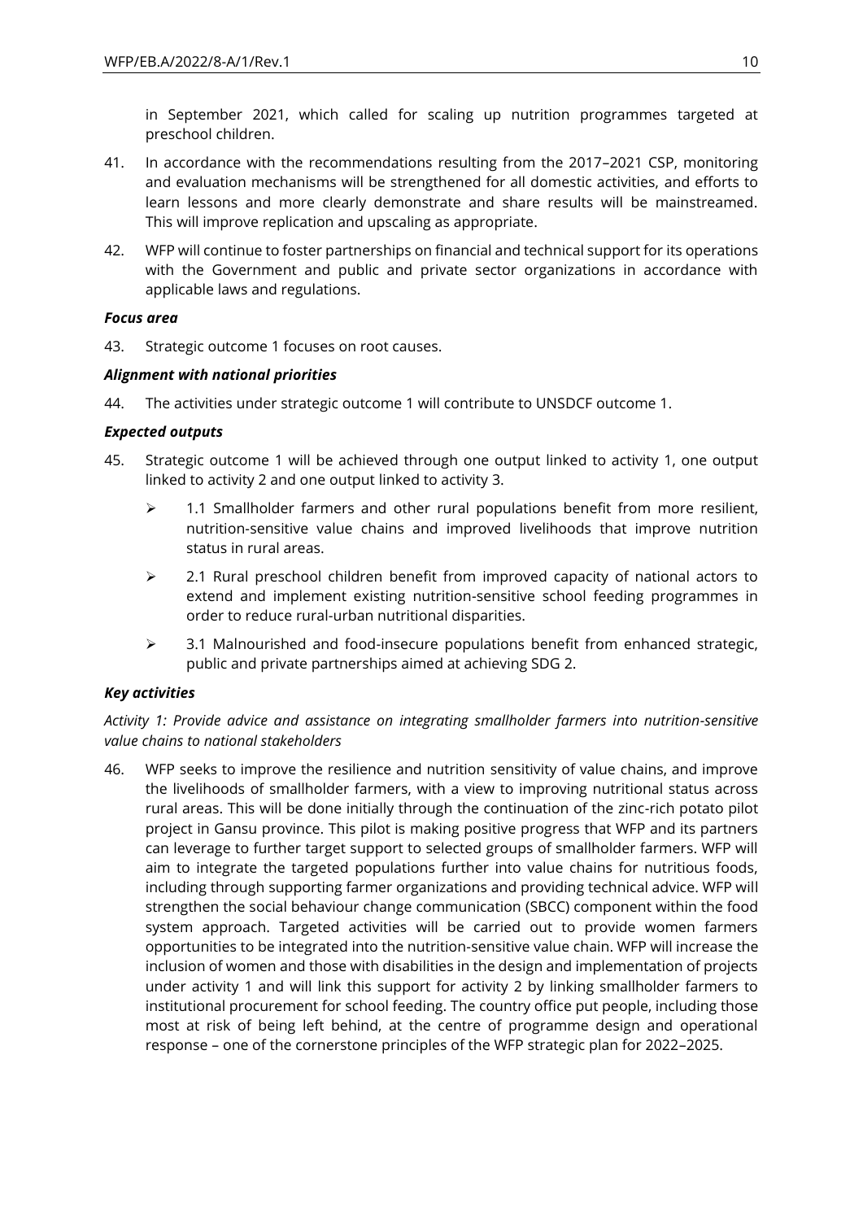in September 2021, which called for scaling up nutrition programmes targeted at preschool children.

41. In accordance with the recommendations resulting from the 2017–2021 CSP, monitoring and evaluation mechanisms will be strengthened for all domestic activities, and efforts to learn lessons and more clearly demonstrate and share results will be mainstreamed. This will improve replication and upscaling as appropriate.

42. WFP will continue to foster partnerships on financial and technical support for its operations with the Government and public and private sector organizations in accordance with applicable laws and regulations.

***Focus area***

43. Strategic outcome 1 focuses on root causes.

***Alignment with national priorities***

44. The activities under strategic outcome 1 will contribute to UNSDCF outcome 1.

***Expected outputs***

45. Strategic outcome 1 will be achieved through one output linked to activity 1, one output linked to activity 2 and one output linked to activity 3.

    - 1.1 Smallholder farmers and other rural populations benefit from more resilient, nutrition-sensitive value chains and improved livelihoods that improve nutrition status in rural areas.
    - 2.1 Rural preschool children benefit from improved capacity of national actors to extend and implement existing nutrition-sensitive school feeding programmes in order to reduce rural-urban nutritional disparities.
    - 3.1 Malnourished and food-insecure populations benefit from enhanced strategic, public and private partnerships aimed at achieving SDG 2.

***Key activities***

*Activity 1: Provide advice and assistance on integrating smallholder farmers into nutrition-sensitive value chains to national stakeholders*

46. WFP seeks to improve the resilience and nutrition sensitivity of value chains, and improve the livelihoods of smallholder farmers, with a view to improving nutritional status across rural areas. This will be done initially through the continuation of the zinc-rich potato pilot project in Gansu province. This pilot is making positive progress that WFP and its partners can leverage to further target support to selected groups of smallholder farmers. WFP will aim to integrate the targeted populations further into value chains for nutritious foods, including through supporting farmer organizations and providing technical advice. WFP will strengthen the social behaviour change communication (SBCC) component within the food system approach. Targeted activities will be carried out to provide women farmers opportunities to be integrated into the nutrition-sensitive value chain. WFP will increase the inclusion of women and those with disabilities in the design and implementation of projects under activity 1 and will link this support for activity 2 by linking smallholder farmers to institutional procurement for school feeding. The country office put people, including those most at risk of being left behind, at the centre of programme design and operational response – one of the cornerstone principles of the WFP strategic plan for 2022–2025.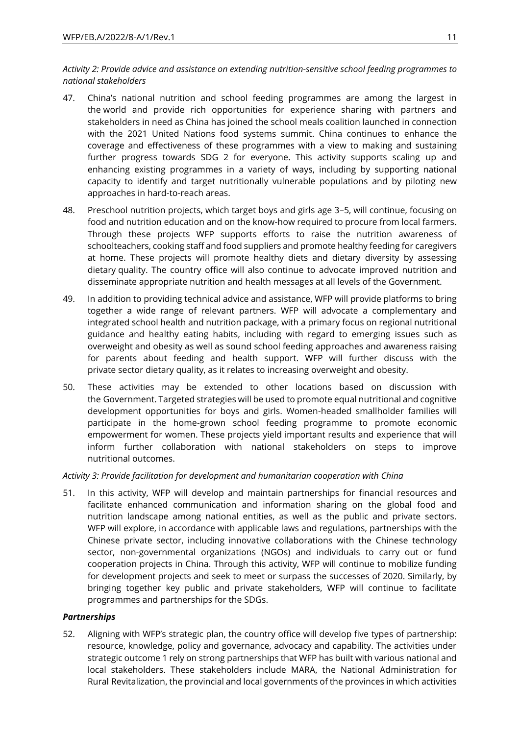*Activity 2: Provide advice and assistance on extending nutrition-sensitive school feeding programmes to national stakeholders*

47. China's national nutrition and school feeding programmes are among the largest in the world and provide rich opportunities for experience sharing with partners and stakeholders in need as China has joined the school meals coalition launched in connection with the 2021 United Nations food systems summit. China continues to enhance the coverage and effectiveness of these programmes with a view to making and sustaining further progress towards SDG 2 for everyone. This activity supports scaling up and enhancing existing programmes in a variety of ways, including by supporting national capacity to identify and target nutritionally vulnerable populations and by piloting new approaches in hard-to-reach areas.

48. Preschool nutrition projects, which target boys and girls age 3–5, will continue, focusing on food and nutrition education and on the know-how required to procure from local farmers. Through these projects WFP supports efforts to raise the nutrition awareness of schoolteachers, cooking staff and food suppliers and promote healthy feeding for caregivers at home. These projects will promote healthy diets and dietary diversity by assessing dietary quality. The country office will also continue to advocate improved nutrition and disseminate appropriate nutrition and health messages at all levels of the Government.

49. In addition to providing technical advice and assistance, WFP will provide platforms to bring together a wide range of relevant partners. WFP will advocate a complementary and integrated school health and nutrition package, with a primary focus on regional nutritional guidance and healthy eating habits, including with regard to emerging issues such as overweight and obesity as well as sound school feeding approaches and awareness raising for parents about feeding and health support. WFP will further discuss with the private sector dietary quality, as it relates to increasing overweight and obesity.

50. These activities may be extended to other locations based on discussion with the Government. Targeted strategies will be used to promote equal nutritional and cognitive development opportunities for boys and girls. Women-headed smallholder families will participate in the home-grown school feeding programme to promote economic empowerment for women. These projects yield important results and experience that will inform further collaboration with national stakeholders on steps to improve nutritional outcomes.

*Activity 3: Provide facilitation for development and humanitarian cooperation with China*

51. In this activity, WFP will develop and maintain partnerships for financial resources and facilitate enhanced communication and information sharing on the global food and nutrition landscape among national entities, as well as the public and private sectors. WFP will explore, in accordance with applicable laws and regulations, partnerships with the Chinese private sector, including innovative collaborations with the Chinese technology sector, non-governmental organizations (NGOs) and individuals to carry out or fund cooperation projects in China. Through this activity, WFP will continue to mobilize funding for development projects and seek to meet or surpass the successes of 2020. Similarly, by bringing together key public and private stakeholders, WFP will continue to facilitate programmes and partnerships for the SDGs.

***Partnerships***

52. Aligning with WFP's strategic plan, the country office will develop five types of partnership: resource, knowledge, policy and governance, advocacy and capability. The activities under strategic outcome 1 rely on strong partnerships that WFP has built with various national and local stakeholders. These stakeholders include MARA, the National Administration for Rural Revitalization, the provincial and local governments of the provinces in which activities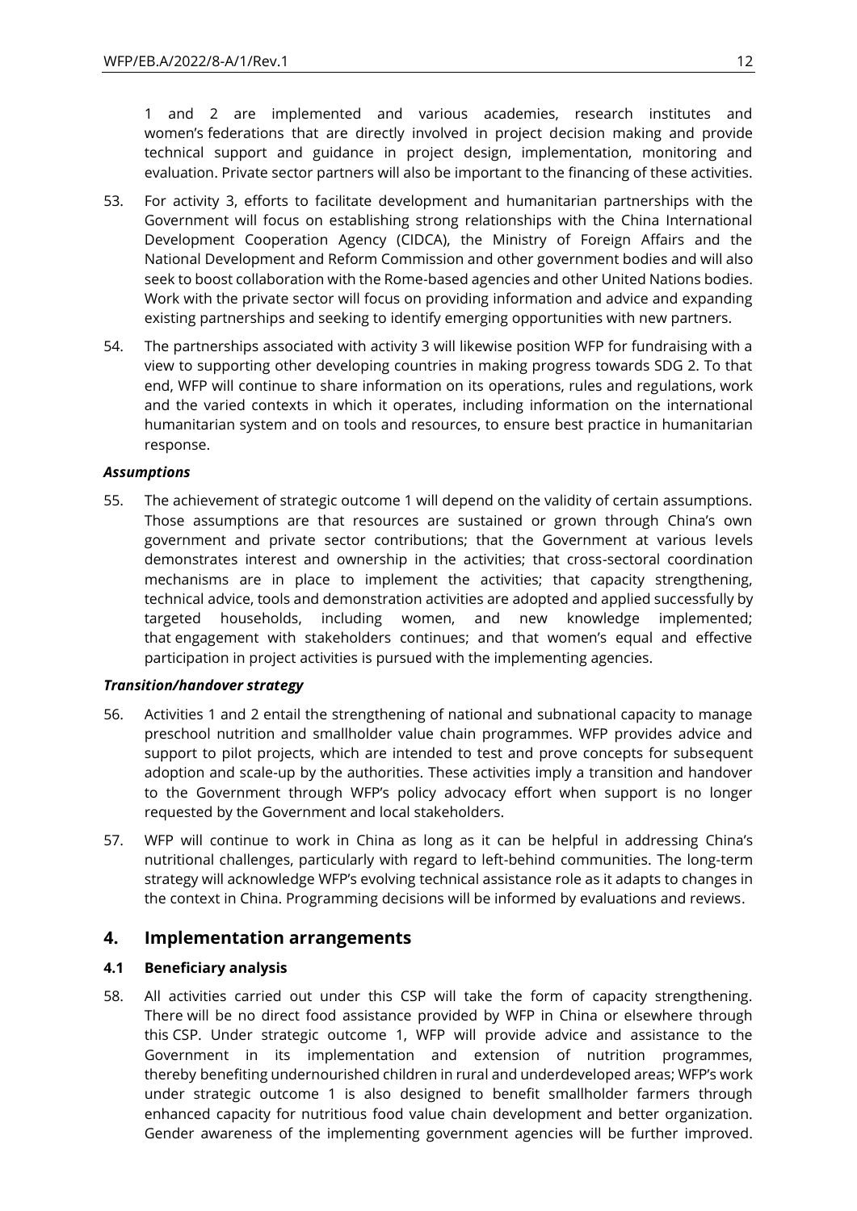1 and 2 are implemented and various academies, research institutes and women's federations that are directly involved in project decision making and provide technical support and guidance in project design, implementation, monitoring and evaluation. Private sector partners will also be important to the financing of these activities.

53. For activity 3, efforts to facilitate development and humanitarian partnerships with the Government will focus on establishing strong relationships with the China International Development Cooperation Agency (CIDCA), the Ministry of Foreign Affairs and the National Development and Reform Commission and other government bodies and will also seek to boost collaboration with the Rome-based agencies and other United Nations bodies. Work with the private sector will focus on providing information and advice and expanding existing partnerships and seeking to identify emerging opportunities with new partners.

54. The partnerships associated with activity 3 will likewise position WFP for fundraising with a view to supporting other developing countries in making progress towards SDG 2. To that end, WFP will continue to share information on its operations, rules and regulations, work and the varied contexts in which it operates, including information on the international humanitarian system and on tools and resources, to ensure best practice in humanitarian response.

***Assumptions***

55. The achievement of strategic outcome 1 will depend on the validity of certain assumptions. Those assumptions are that resources are sustained or grown through China's own government and private sector contributions; that the Government at various levels demonstrates interest and ownership in the activities; that cross-sectoral coordination mechanisms are in place to implement the activities; that capacity strengthening, technical advice, tools and demonstration activities are adopted and applied successfully by targeted households, including women, and new knowledge implemented; that engagement with stakeholders continues; and that women's equal and effective participation in project activities is pursued with the implementing agencies.

***Transition/handover strategy***

56. Activities 1 and 2 entail the strengthening of national and subnational capacity to manage preschool nutrition and smallholder value chain programmes. WFP provides advice and support to pilot projects, which are intended to test and prove concepts for subsequent adoption and scale-up by the authorities. These activities imply a transition and handover to the Government through WFP's policy advocacy effort when support is no longer requested by the Government and local stakeholders.

57. WFP will continue to work in China as long as it can be helpful in addressing China's nutritional challenges, particularly with regard to left-behind communities. The long-term strategy will acknowledge WFP's evolving technical assistance role as it adapts to changes in the context in China. Programming decisions will be informed by evaluations and reviews.

## 4. Implementation arrangements

### 4.1 Beneficiary analysis

58. All activities carried out under this CSP will take the form of capacity strengthening. There will be no direct food assistance provided by WFP in China or elsewhere through this CSP. Under strategic outcome 1, WFP will provide advice and assistance to the Government in its implementation and extension of nutrition programmes, thereby benefiting undernourished children in rural and underdeveloped areas; WFP's work under strategic outcome 1 is also designed to benefit smallholder farmers through enhanced capacity for nutritious food value chain development and better organization. Gender awareness of the implementing government agencies will be further improved.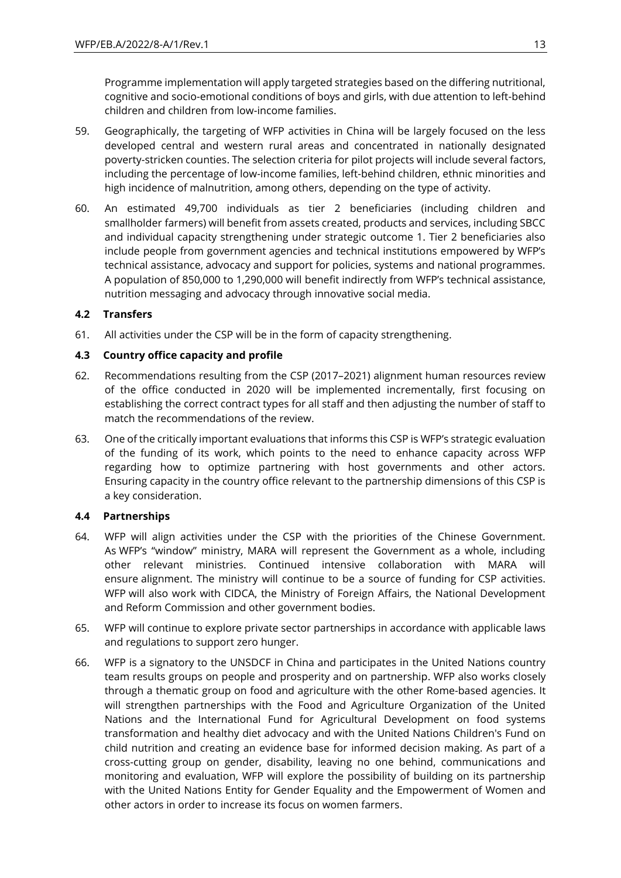Programme implementation will apply targeted strategies based on the differing nutritional, cognitive and socio-emotional conditions of boys and girls, with due attention to left-behind children and children from low-income families.

59. Geographically, the targeting of WFP activities in China will be largely focused on the less developed central and western rural areas and concentrated in nationally designated poverty-stricken counties. The selection criteria for pilot projects will include several factors, including the percentage of low-income families, left-behind children, ethnic minorities and high incidence of malnutrition, among others, depending on the type of activity.

60. An estimated 49,700 individuals as tier 2 beneficiaries (including children and smallholder farmers) will benefit from assets created, products and services, including SBCC and individual capacity strengthening under strategic outcome 1. Tier 2 beneficiaries also include people from government agencies and technical institutions empowered by WFP's technical assistance, advocacy and support for policies, systems and national programmes. A population of 850,000 to 1,290,000 will benefit indirectly from WFP's technical assistance, nutrition messaging and advocacy through innovative social media.

### 4.2 Transfers

61. All activities under the CSP will be in the form of capacity strengthening.

### 4.3 Country office capacity and profile

62. Recommendations resulting from the CSP (2017–2021) alignment human resources review of the office conducted in 2020 will be implemented incrementally, first focusing on establishing the correct contract types for all staff and then adjusting the number of staff to match the recommendations of the review.

63. One of the critically important evaluations that informs this CSP is WFP's strategic evaluation of the funding of its work, which points to the need to enhance capacity across WFP regarding how to optimize partnering with host governments and other actors. Ensuring capacity in the country office relevant to the partnership dimensions of this CSP is a key consideration.

### 4.4 Partnerships

64. WFP will align activities under the CSP with the priorities of the Chinese Government. As WFP's "window" ministry, MARA will represent the Government as a whole, including other relevant ministries. Continued intensive collaboration with MARA will ensure alignment. The ministry will continue to be a source of funding for CSP activities. WFP will also work with CIDCA, the Ministry of Foreign Affairs, the National Development and Reform Commission and other government bodies.

65. WFP will continue to explore private sector partnerships in accordance with applicable laws and regulations to support zero hunger.

66. WFP is a signatory to the UNSDCF in China and participates in the United Nations country team results groups on people and prosperity and on partnership. WFP also works closely through a thematic group on food and agriculture with the other Rome-based agencies. It will strengthen partnerships with the Food and Agriculture Organization of the United Nations and the International Fund for Agricultural Development on food systems transformation and healthy diet advocacy and with the United Nations Children's Fund on child nutrition and creating an evidence base for informed decision making. As part of a cross-cutting group on gender, disability, leaving no one behind, communications and monitoring and evaluation, WFP will explore the possibility of building on its partnership with the United Nations Entity for Gender Equality and the Empowerment of Women and other actors in order to increase its focus on women farmers.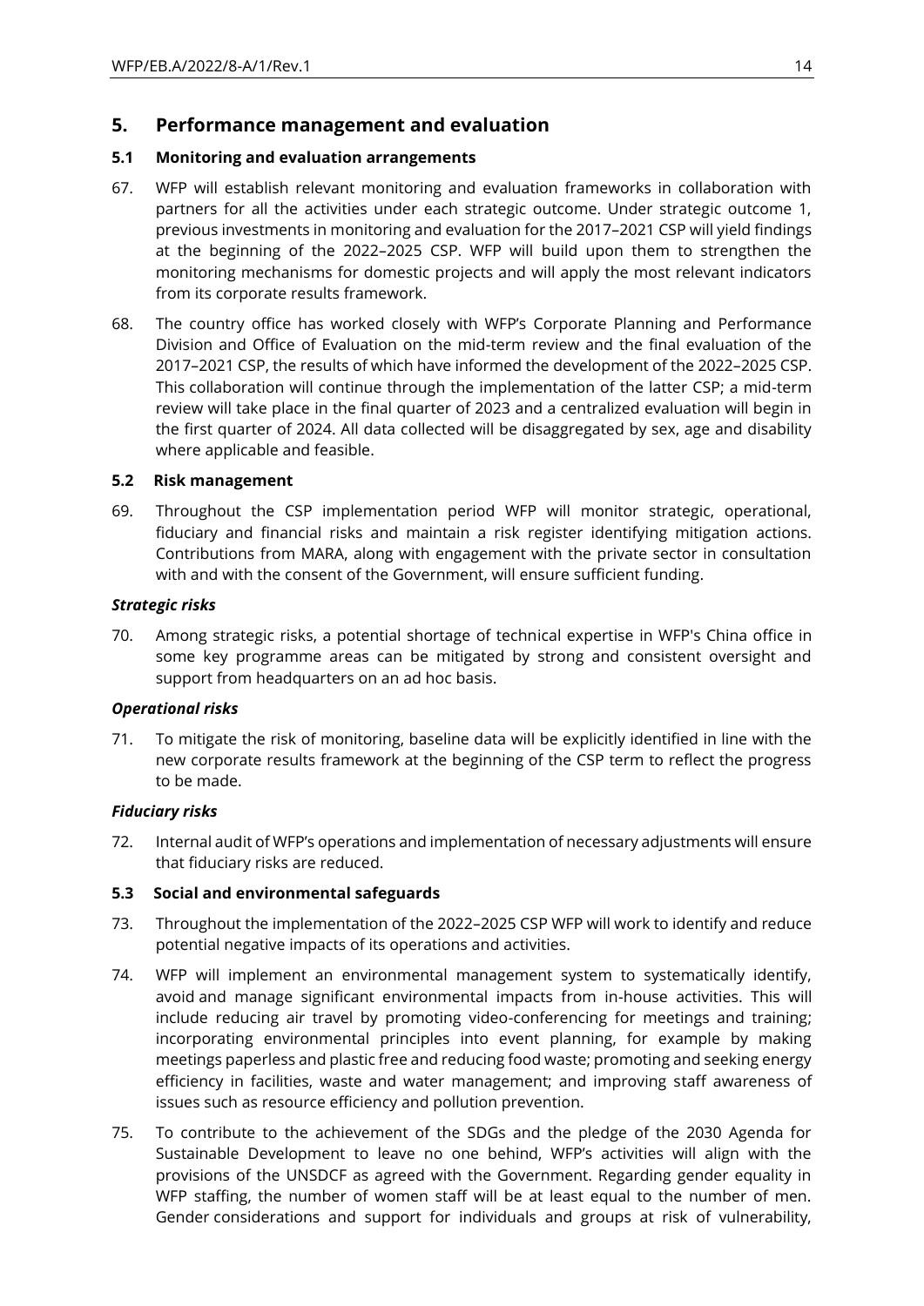## 5. Performance management and evaluation

### 5.1 Monitoring and evaluation arrangements

67. WFP will establish relevant monitoring and evaluation frameworks in collaboration with partners for all the activities under each strategic outcome. Under strategic outcome 1, previous investments in monitoring and evaluation for the 2017–2021 CSP will yield findings at the beginning of the 2022–2025 CSP. WFP will build upon them to strengthen the monitoring mechanisms for domestic projects and will apply the most relevant indicators from its corporate results framework.

68. The country office has worked closely with WFP's Corporate Planning and Performance Division and Office of Evaluation on the mid-term review and the final evaluation of the 2017–2021 CSP, the results of which have informed the development of the 2022–2025 CSP. This collaboration will continue through the implementation of the latter CSP; a mid-term review will take place in the final quarter of 2023 and a centralized evaluation will begin in the first quarter of 2024. All data collected will be disaggregated by sex, age and disability where applicable and feasible.

### 5.2 Risk management

69. Throughout the CSP implementation period WFP will monitor strategic, operational, fiduciary and financial risks and maintain a risk register identifying mitigation actions. Contributions from MARA, along with engagement with the private sector in consultation with and with the consent of the Government, will ensure sufficient funding.

#### *Strategic risks*

70. Among strategic risks, a potential shortage of technical expertise in WFP's China office in some key programme areas can be mitigated by strong and consistent oversight and support from headquarters on an ad hoc basis.

#### *Operational risks*

71. To mitigate the risk of monitoring, baseline data will be explicitly identified in line with the new corporate results framework at the beginning of the CSP term to reflect the progress to be made.

#### *Fiduciary risks*

72. Internal audit of WFP's operations and implementation of necessary adjustments will ensure that fiduciary risks are reduced.

### 5.3 Social and environmental safeguards

73. Throughout the implementation of the 2022–2025 CSP WFP will work to identify and reduce potential negative impacts of its operations and activities.

74. WFP will implement an environmental management system to systematically identify, avoid and manage significant environmental impacts from in-house activities. This will include reducing air travel by promoting video-conferencing for meetings and training; incorporating environmental principles into event planning, for example by making meetings paperless and plastic free and reducing food waste; promoting and seeking energy efficiency in facilities, waste and water management; and improving staff awareness of issues such as resource efficiency and pollution prevention.

75. To contribute to the achievement of the SDGs and the pledge of the 2030 Agenda for Sustainable Development to leave no one behind, WFP's activities will align with the provisions of the UNSDCF as agreed with the Government. Regarding gender equality in WFP staffing, the number of women staff will be at least equal to the number of men. Gender considerations and support for individuals and groups at risk of vulnerability,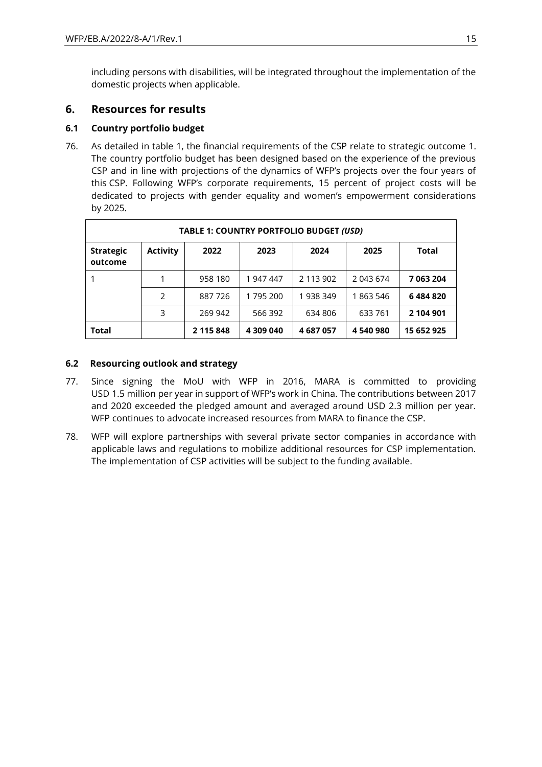including persons with disabilities, will be integrated throughout the implementation of the domestic projects when applicable.

## 6. Resources for results

### 6.1 Country portfolio budget

76. As detailed in table 1, the financial requirements of the CSP relate to strategic outcome 1. The country portfolio budget has been designed based on the experience of the previous CSP and in line with projections of the dynamics of WFP's projects over the four years of this CSP. Following WFP's corporate requirements, 15 percent of project costs will be dedicated to projects with gender equality and women's empowerment considerations by 2025.

| TABLE 1: COUNTRY PORTFOLIO BUDGET *(USD)* | | | | | | |
|---|---|---|---|---|---|---|
| **Strategic outcome** | **Activity** | **2022** | **2023** | **2024** | **2025** | **Total** |
| 1 | 1 | 958 180 | 1 947 447 | 2 113 902 | 2 043 674 | **7 063 204** |
| | 2 | 887 726 | 1 795 200 | 1 938 349 | 1 863 546 | **6 484 820** |
| | 3 | 269 942 | 566 392 | 634 806 | 633 761 | **2 104 901** |
| **Total** | | **2 115 848** | **4 309 040** | **4 687 057** | **4 540 980** | **15 652 925** |

### 6.2 Resourcing outlook and strategy

77. Since signing the MoU with WFP in 2016, MARA is committed to providing USD 1.5 million per year in support of WFP's work in China. The contributions between 2017 and 2020 exceeded the pledged amount and averaged around USD 2.3 million per year. WFP continues to advocate increased resources from MARA to finance the CSP.

78. WFP will explore partnerships with several private sector companies in accordance with applicable laws and regulations to mobilize additional resources for CSP implementation. The implementation of CSP activities will be subject to the funding available.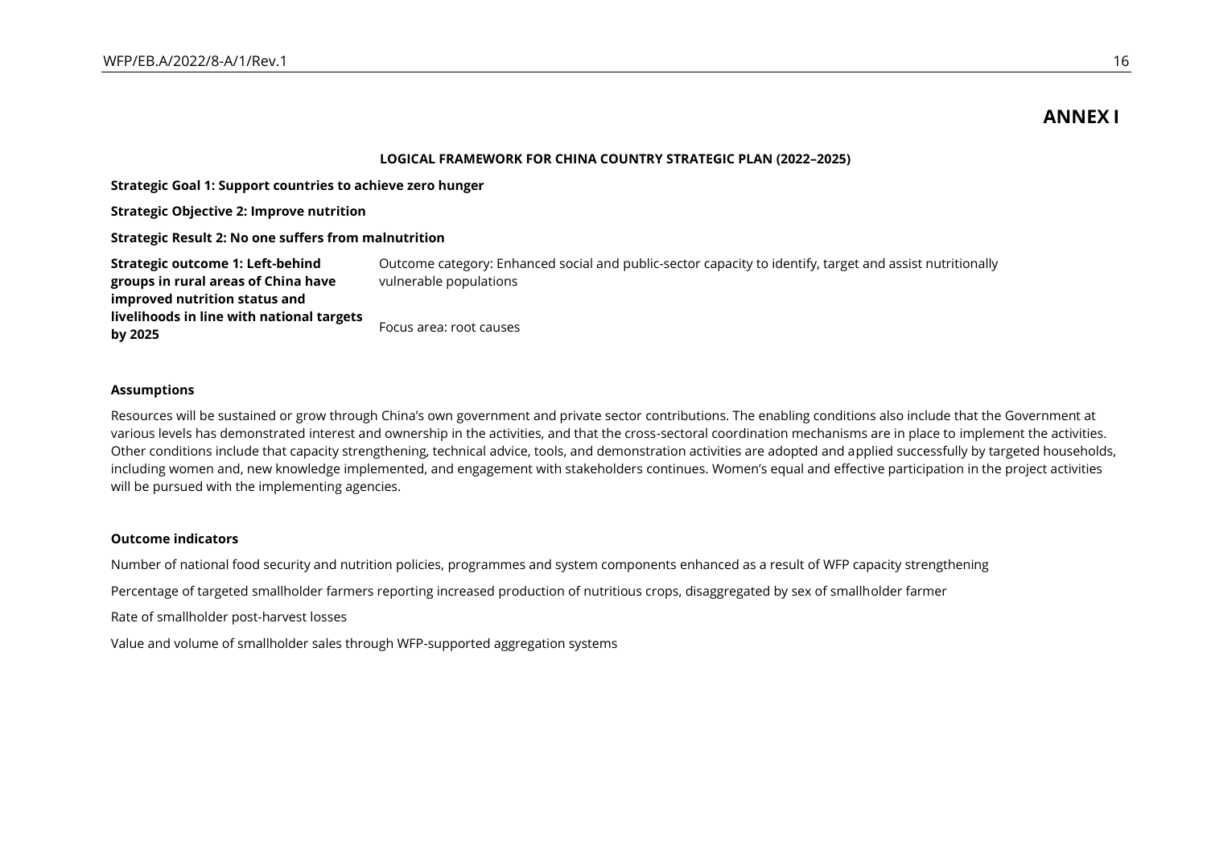# ANNEX I

**LOGICAL FRAMEWORK FOR CHINA COUNTRY STRATEGIC PLAN (2022–2025)**

**Strategic Goal 1: Support countries to achieve zero hunger**

**Strategic Objective 2: Improve nutrition**

**Strategic Result 2: No one suffers from malnutrition**

| | |
|---|---|
| **Strategic outcome 1: Left-behind groups in rural areas of China have improved nutrition status and livelihoods in line with national targets by 2025** | Outcome category: Enhanced social and public-sector capacity to identify, target and assist nutritionally vulnerable populations<br><br>Focus area: root causes |

**Assumptions**

Resources will be sustained or grow through China's own government and private sector contributions. The enabling conditions also include that the Government at various levels has demonstrated interest and ownership in the activities, and that the cross-sectoral coordination mechanisms are in place to implement the activities. Other conditions include that capacity strengthening, technical advice, tools, and demonstration activities are adopted and applied successfully by targeted households, including women and, new knowledge implemented, and engagement with stakeholders continues. Women's equal and effective participation in the project activities will be pursued with the implementing agencies.

**Outcome indicators**

Number of national food security and nutrition policies, programmes and system components enhanced as a result of WFP capacity strengthening

Percentage of targeted smallholder farmers reporting increased production of nutritious crops, disaggregated by sex of smallholder farmer

Rate of smallholder post-harvest losses

Value and volume of smallholder sales through WFP-supported aggregation systems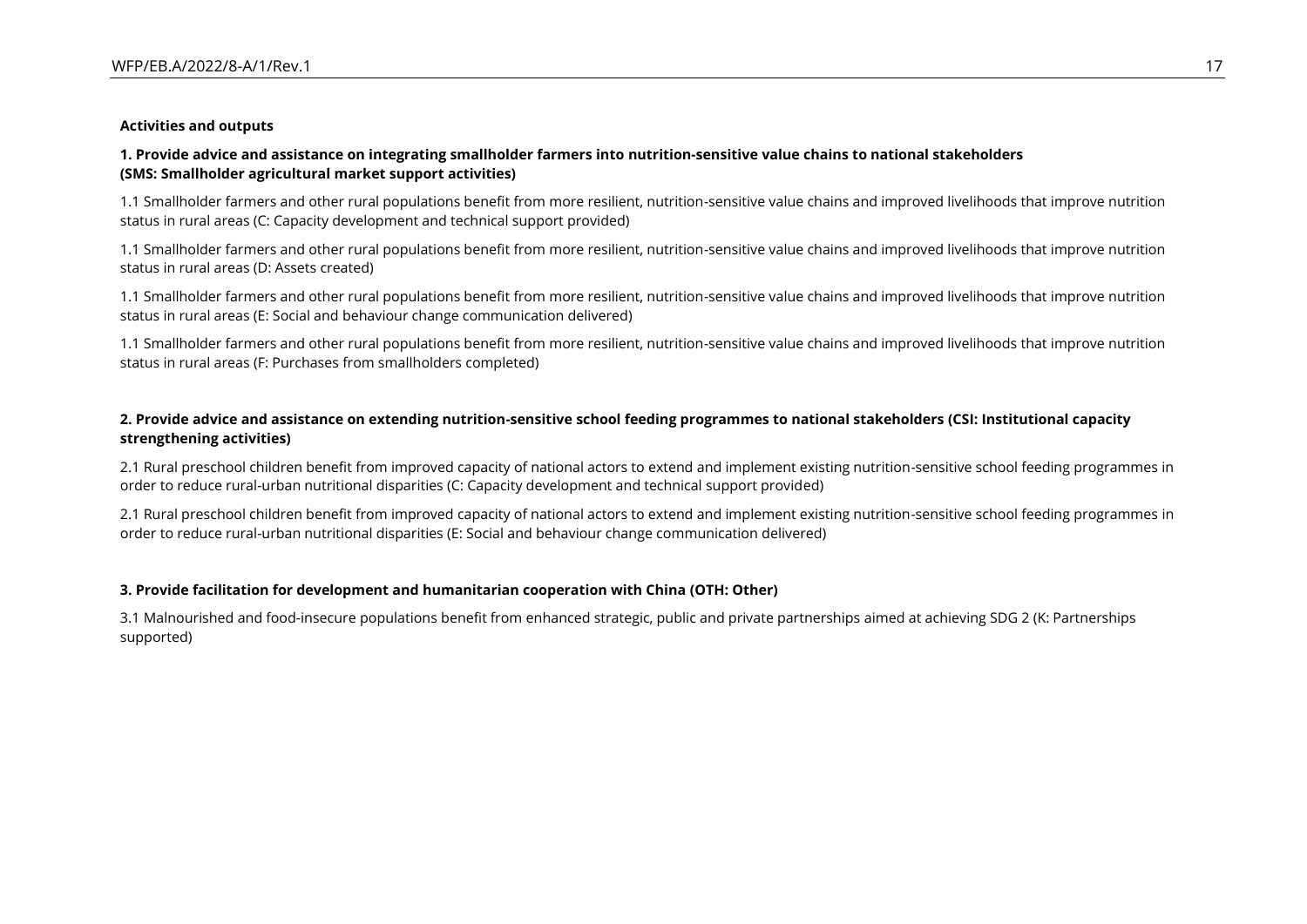**Activities and outputs**

**1. Provide advice and assistance on integrating smallholder farmers into nutrition-sensitive value chains to national stakeholders (SMS: Smallholder agricultural market support activities)**

1.1 Smallholder farmers and other rural populations benefit from more resilient, nutrition-sensitive value chains and improved livelihoods that improve nutrition status in rural areas (C: Capacity development and technical support provided)

1.1 Smallholder farmers and other rural populations benefit from more resilient, nutrition-sensitive value chains and improved livelihoods that improve nutrition status in rural areas (D: Assets created)

1.1 Smallholder farmers and other rural populations benefit from more resilient, nutrition-sensitive value chains and improved livelihoods that improve nutrition status in rural areas (E: Social and behaviour change communication delivered)

1.1 Smallholder farmers and other rural populations benefit from more resilient, nutrition-sensitive value chains and improved livelihoods that improve nutrition status in rural areas (F: Purchases from smallholders completed)

**2. Provide advice and assistance on extending nutrition-sensitive school feeding programmes to national stakeholders (CSI: Institutional capacity strengthening activities)**

2.1 Rural preschool children benefit from improved capacity of national actors to extend and implement existing nutrition-sensitive school feeding programmes in order to reduce rural-urban nutritional disparities (C: Capacity development and technical support provided)

2.1 Rural preschool children benefit from improved capacity of national actors to extend and implement existing nutrition-sensitive school feeding programmes in order to reduce rural-urban nutritional disparities (E: Social and behaviour change communication delivered)

**3. Provide facilitation for development and humanitarian cooperation with China (OTH: Other)**

3.1 Malnourished and food-insecure populations benefit from enhanced strategic, public and private partnerships aimed at achieving SDG 2 (K: Partnerships supported)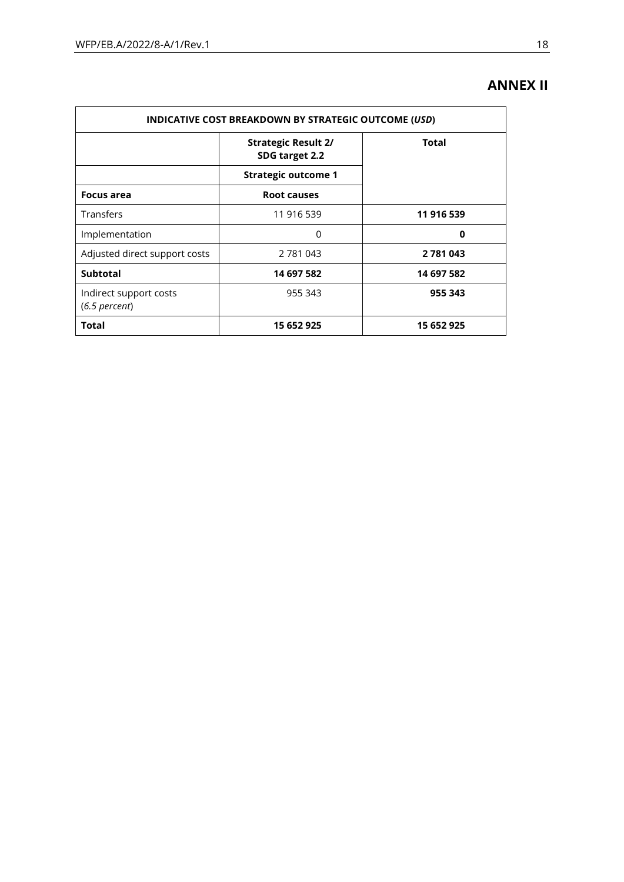# ANNEX II

| INDICATIVE COST BREAKDOWN BY STRATEGIC OUTCOME (*USD*) | | |
|---|---|---|
| | **Strategic Result 2/ SDG target 2.2** | **Total** |
| | **Strategic outcome 1** | |
| **Focus area** | **Root causes** | |
| Transfers | 11 916 539 | **11 916 539** |
| Implementation | 0 | **0** |
| Adjusted direct support costs | 2 781 043 | **2 781 043** |
| **Subtotal** | **14 697 582** | **14 697 582** |
| Indirect support costs (*6.5 percent*) | 955 343 | **955 343** |
| **Total** | **15 652 925** | **15 652 925** |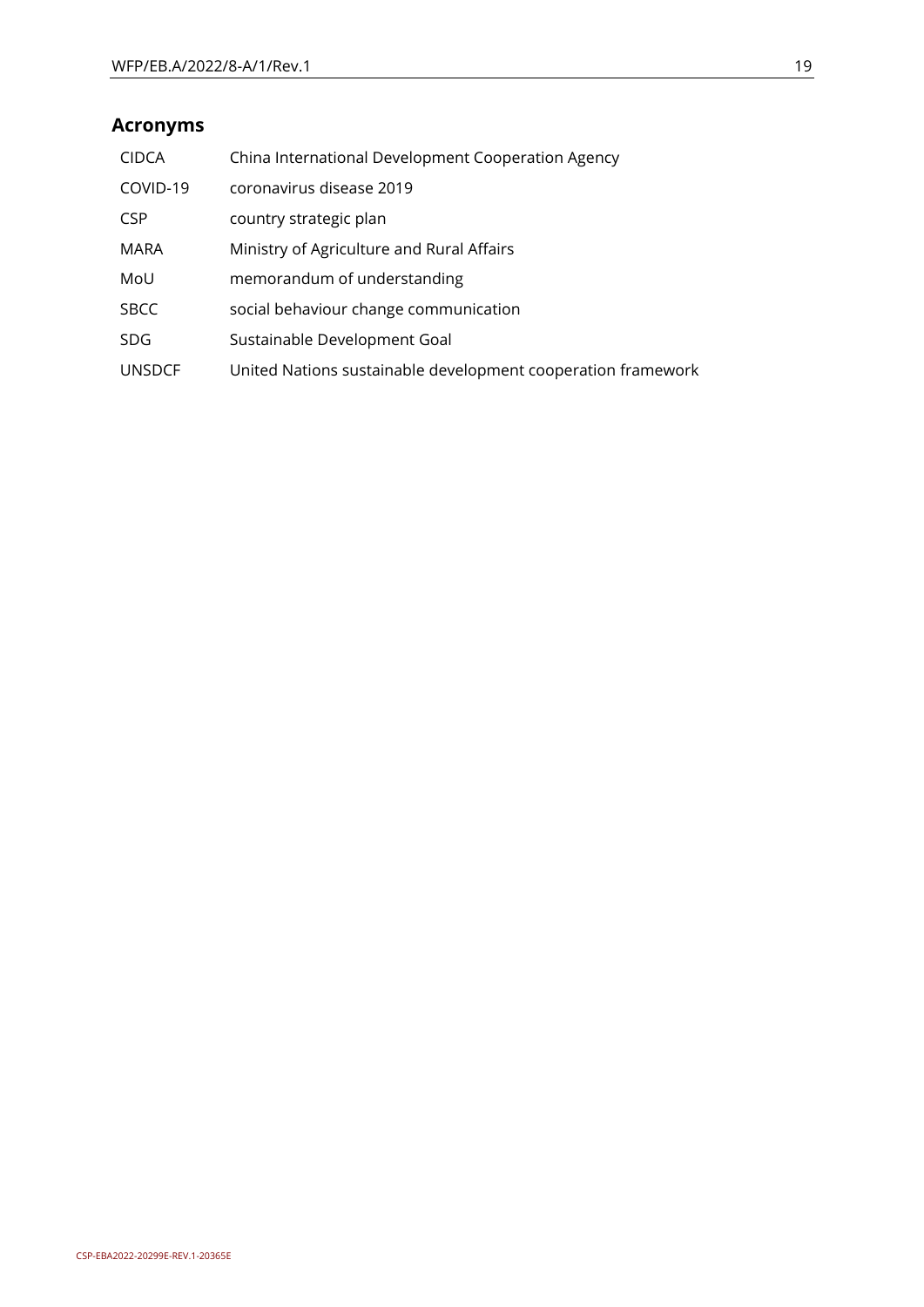## Acronyms

| | |
|---|---|
| CIDCA | China International Development Cooperation Agency |
| COVID-19 | coronavirus disease 2019 |
| CSP | country strategic plan |
| MARA | Ministry of Agriculture and Rural Affairs |
| MoU | memorandum of understanding |
| SBCC | social behaviour change communication |
| SDG | Sustainable Development Goal |
| UNSDCF | United Nations sustainable development cooperation framework |

CSP-EBA2022-20299E-REV.1-20365E